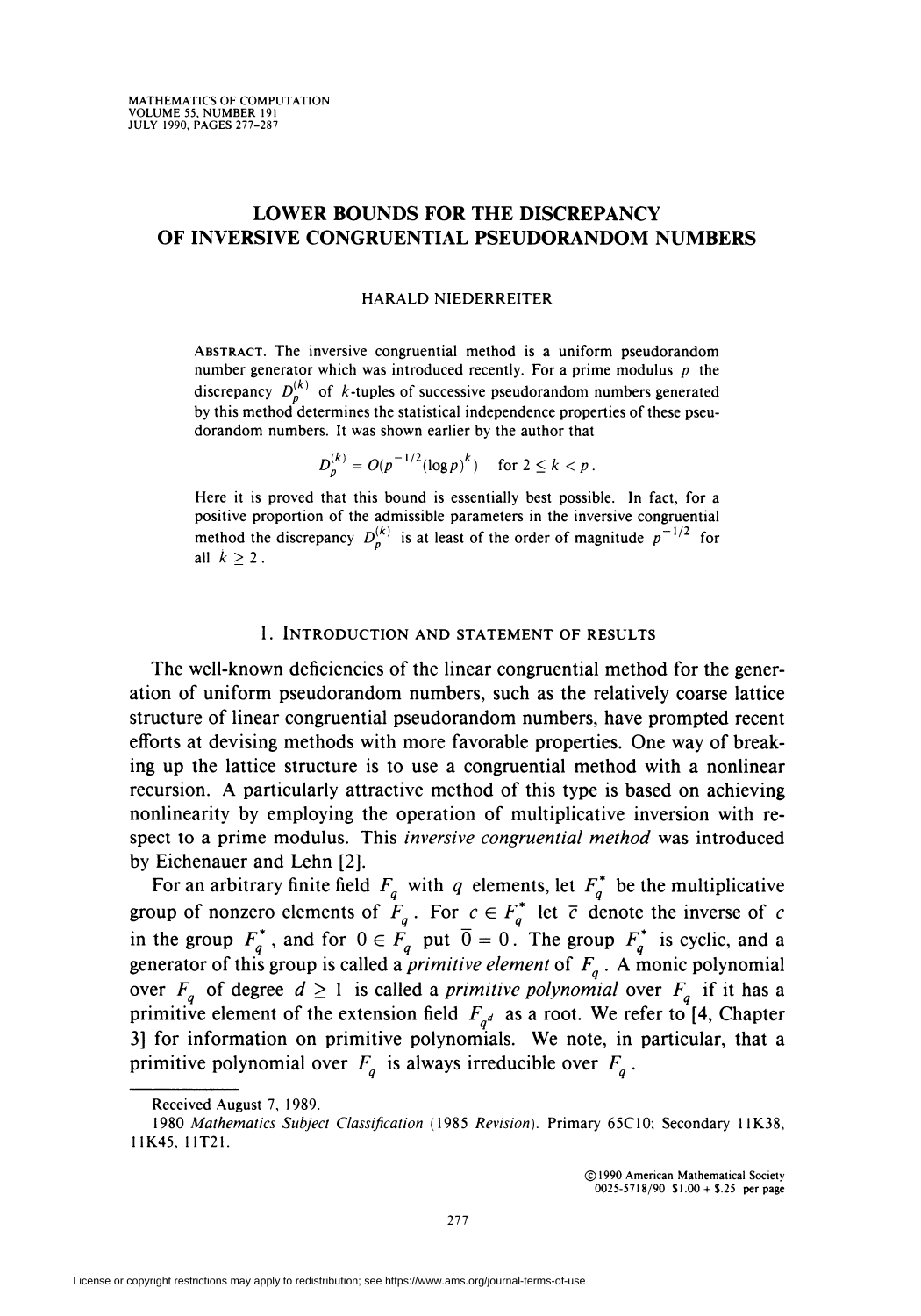# LOWER BOUNDS FOR THE DISCREPANCY OF INVERSIVE CONGRUENTIAL PSEUDORANDOM NUMBERS

HARALD NIEDERREITER

ABSTRACT. The inversive congruential method is a uniform pseudorandom number generator which was introduced recently. For a prime modulus $p$ the discrepancy $D_p^{(k)}$ of $k$-tuples of successive pseudorandom numbers generated by this method determines the statistical independence properties of these pseudorandom numbers. It was shown earlier by the author that

$$D_p^{(k)} = O(p^{-1/2}(\log p)^k) \quad \text{for } 2 \le k < p.$$

Here it is proved that this bound is essentially best possible. In fact, for a positive proportion of the admissible parameters in the inversive congruential method the discrepancy $D_p^{(k)}$ is at least of the order of magnitude $p^{-1/2}$ for all $k \ge 2$.

## 1. INTRODUCTION AND STATEMENT OF RESULTS

The well-known deficiencies of the linear congruential method for the generation of uniform pseudorandom numbers, such as the relatively coarse lattice structure of linear congruential pseudorandom numbers, have prompted recent efforts at devising methods with more favorable properties. One way of breaking up the lattice structure is to use a congruential method with a nonlinear recursion. A particularly attractive method of this type is based on achieving nonlinearity by employing the operation of multiplicative inversion with respect to a prime modulus. This *inversive congruential method* was introduced by Eichenauer and Lehn [2].

For an arbitrary finite field $F_q$ with $q$ elements, let $F_q^*$ be the multiplicative group of nonzero elements of $F_q$. For $c \in F_q^*$ let $\bar{c}$ denote the inverse of $c$ in the group $F_q^*$, and for $0 \in F_q$ put $\bar{0} = 0$. The group $F_q^*$ is cyclic, and a generator of this group is called a *primitive element* of $F_q$. A monic polynomial over $F_q$ of degree $d \ge 1$ is called a *primitive polynomial* over $F_q$ if it has a primitive element of the extension field $F_{q^d}$ as a root. We refer to [4, Chapter 3] for information on primitive polynomials. We note, in particular, that a primitive polynomial over $F_q$ is always irreducible over $F_q$.

Received August 7, 1989.

1980 *Mathematics Subject Classification* (1985 *Revision*). Primary 65C10; Secondary 11K38, 11K45, 11T21.

©1990 American Mathematical Society
0025-5718/90 $1.00 + $.25 per page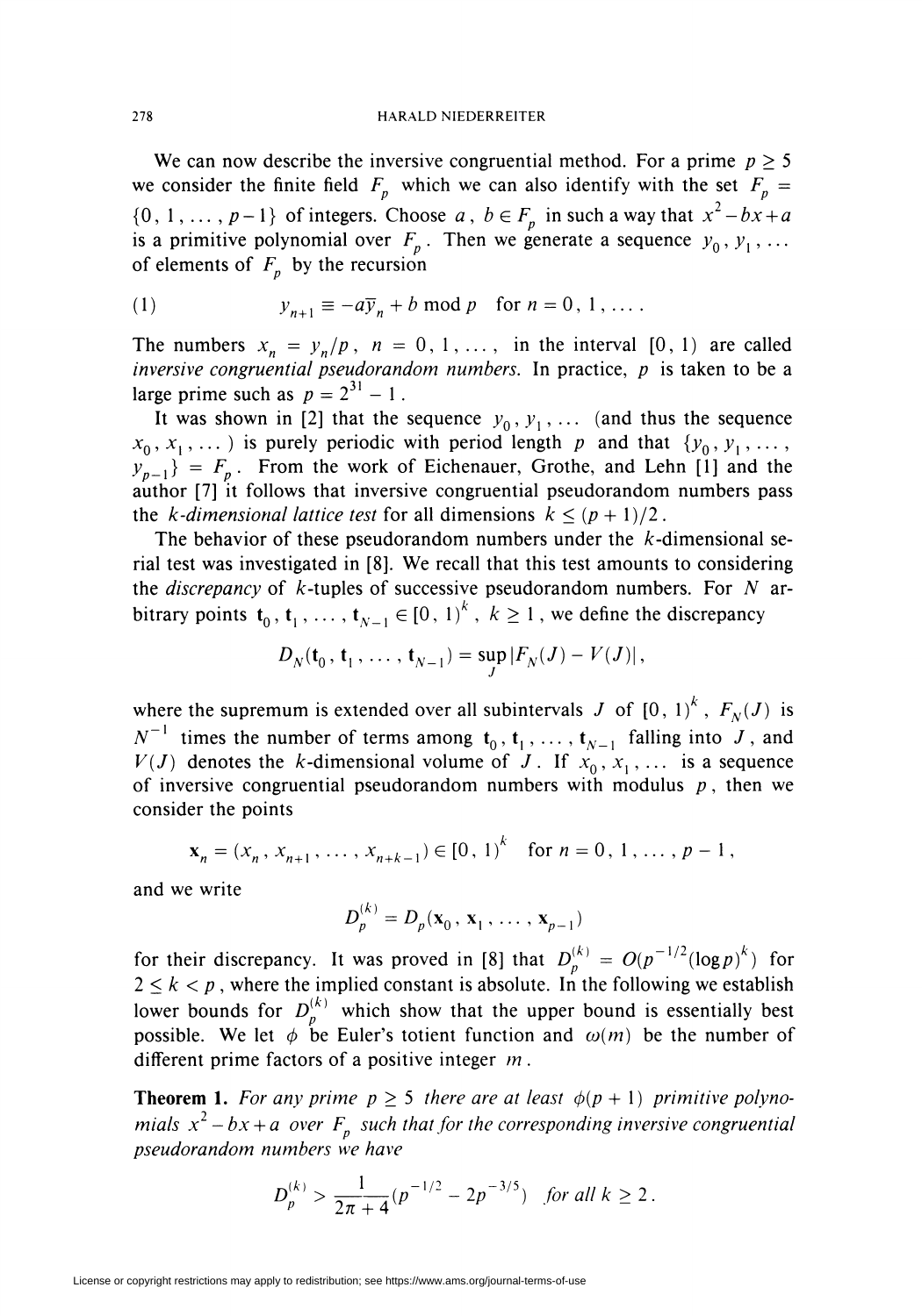We can now describe the inversive congruential method. For a prime $p \geq 5$ we consider the finite field $F_p$ which we can also identify with the set $F_p = \{0, 1, \ldots, p-1\}$ of integers. Choose $a$, $b \in F_p$ in such a way that $x^2 - bx + a$ is a primitive polynomial over $F_p$. Then we generate a sequence $y_0, y_1, \ldots$ of elements of $F_p$ by the recursion

$$y_{n+1} \equiv -a\overline{y}_n + b \bmod p \quad \text{for } n = 0, 1, \ldots. \tag{1}$$

The numbers $x_n = y_n/p$, $n = 0, 1, \ldots$, in the interval $[0, 1)$ are called *inversive congruential pseudorandom numbers*. In practice, $p$ is taken to be a large prime such as $p = 2^{31} - 1$.

It was shown in [2] that the sequence $y_0, y_1, \ldots$ (and thus the sequence $x_0, x_1, \ldots$) is purely periodic with period length $p$ and that $\{y_0, y_1, \ldots, y_{p-1}\} = F_p$. From the work of Eichenauer, Grothe, and Lehn [1] and the author [7] it follows that inversive congruential pseudorandom numbers pass the *$k$-dimensional lattice test* for all dimensions $k \leq (p+1)/2$.

The behavior of these pseudorandom numbers under the $k$-dimensional serial test was investigated in [8]. We recall that this test amounts to considering the *discrepancy* of $k$-tuples of successive pseudorandom numbers. For $N$ arbitrary points $\mathbf{t}_0, \mathbf{t}_1, \ldots, \mathbf{t}_{N-1} \in [0, 1)^k$, $k \geq 1$, we define the discrepancy

$$D_N(\mathbf{t}_0, \mathbf{t}_1, \ldots, \mathbf{t}_{N-1}) = \sup_J |F_N(J) - V(J)|,$$

where the supremum is extended over all subintervals $J$ of $[0, 1)^k$, $F_N(J)$ is $N^{-1}$ times the number of terms among $\mathbf{t}_0, \mathbf{t}_1, \ldots, \mathbf{t}_{N-1}$ falling into $J$, and $V(J)$ denotes the $k$-dimensional volume of $J$. If $x_0, x_1, \ldots$ is a sequence of inversive congruential pseudorandom numbers with modulus $p$, then we consider the points

$$\mathbf{x}_n = (x_n, x_{n+1}, \ldots, x_{n+k-1}) \in [0, 1)^k \quad \text{for } n = 0, 1, \ldots, p-1,$$

and we write

$$D_p^{(k)} = D_p(\mathbf{x}_0, \mathbf{x}_1, \ldots, \mathbf{x}_{p-1})$$

for their discrepancy. It was proved in [8] that $D_p^{(k)} = O(p^{-1/2}(\log p)^k)$ for $2 \leq k < p$, where the implied constant is absolute. In the following we establish lower bounds for $D_p^{(k)}$ which show that the upper bound is essentially best possible. We let $\phi$ be Euler's totient function and $\omega(m)$ be the number of different prime factors of a positive integer $m$.

**Theorem 1.** *For any prime $p \geq 5$ there are at least $\phi(p+1)$ primitive polynomials $x^2 - bx + a$ over $F_p$ such that for the corresponding inversive congruential pseudorandom numbers we have*

$$D_p^{(k)} > \frac{1}{2\pi + 4}(p^{-1/2} - 2p^{-3/5}) \quad \textit{for all } k \geq 2.$$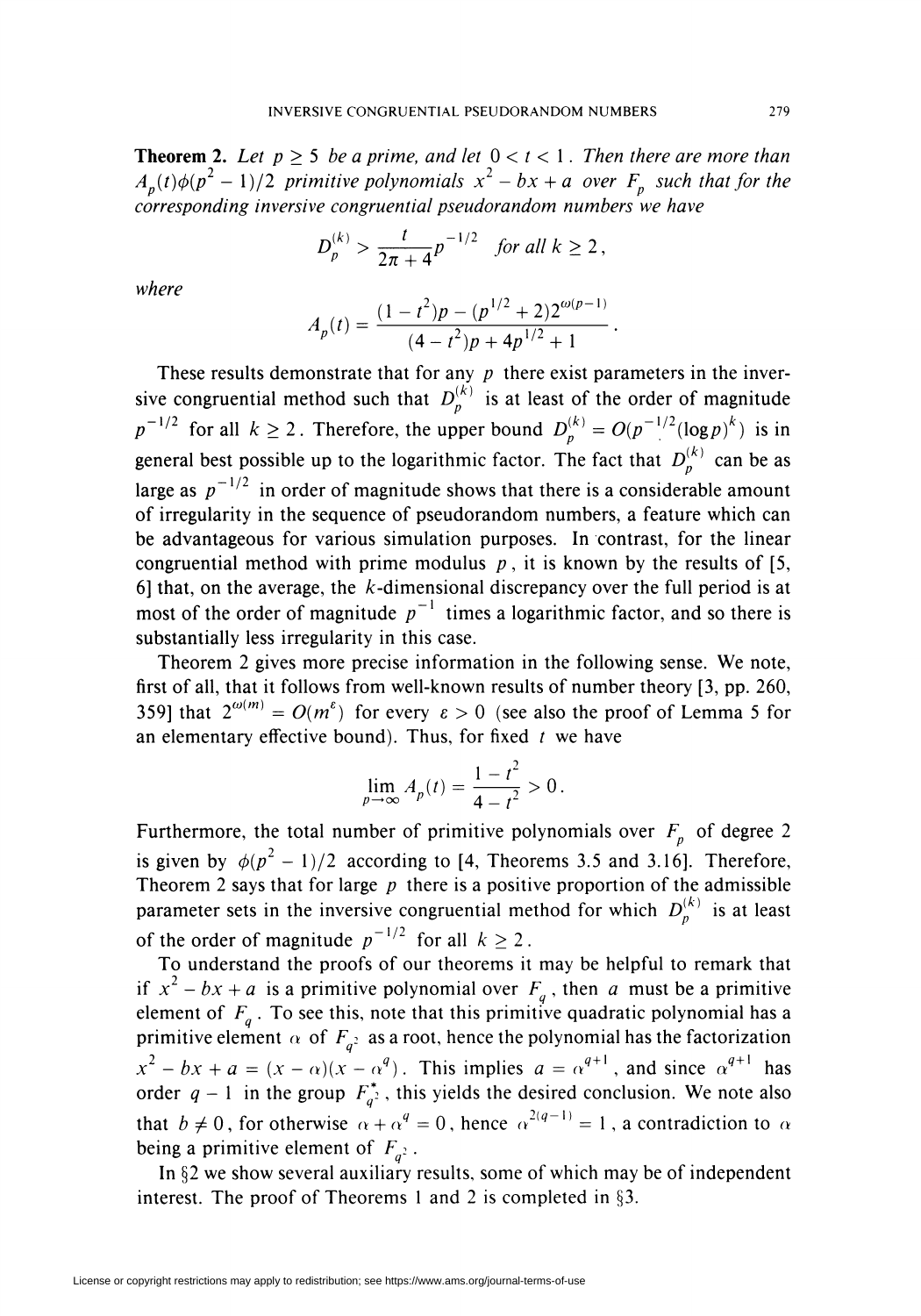**Theorem 2.** *Let $p \geq 5$ be a prime, and let $0 < t < 1$. Then there are more than $A_p(t)\phi(p^2 - 1)/2$ primitive polynomials $x^2 - bx + a$ over $F_p$ such that for the corresponding inversive congruential pseudorandom numbers we have*

$$D_p^{(k)} > \frac{t}{2\pi + 4} p^{-1/2} \quad \textit{for all } k \geq 2,$$

*where*

$$A_p(t) = \frac{(1 - t^2)p - (p^{1/2} + 2)2^{\omega(p-1)}}{(4 - t^2)p + 4p^{1/2} + 1}.$$

These results demonstrate that for any $p$ there exist parameters in the inversive congruential method such that $D_p^{(k)}$ is at least of the order of magnitude $p^{-1/2}$ for all $k \geq 2$. Therefore, the upper bound $D_p^{(k)} = O(p^{-1/2}(\log p)^k)$ is in general best possible up to the logarithmic factor. The fact that $D_p^{(k)}$ can be as large as $p^{-1/2}$ in order of magnitude shows that there is a considerable amount of irregularity in the sequence of pseudorandom numbers, a feature which can be advantageous for various simulation purposes. In contrast, for the linear congruential method with prime modulus $p$, it is known by the results of [5, 6] that, on the average, the $k$-dimensional discrepancy over the full period is at most of the order of magnitude $p^{-1}$ times a logarithmic factor, and so there is substantially less irregularity in this case.

Theorem 2 gives more precise information in the following sense. We note, first of all, that it follows from well-known results of number theory [3, pp. 260, 359] that $2^{\omega(m)} = O(m^{\varepsilon})$ for every $\varepsilon > 0$ (see also the proof of Lemma 5 for an elementary effective bound). Thus, for fixed $t$ we have

$$\lim_{p \to \infty} A_p(t) = \frac{1 - t^2}{4 - t^2} > 0.$$

Furthermore, the total number of primitive polynomials over $F_p$ of degree 2 is given by $\phi(p^2 - 1)/2$ according to [4, Theorems 3.5 and 3.16]. Therefore, Theorem 2 says that for large $p$ there is a positive proportion of the admissible parameter sets in the inversive congruential method for which $D_p^{(k)}$ is at least of the order of magnitude $p^{-1/2}$ for all $k \geq 2$.

To understand the proofs of our theorems it may be helpful to remark that if $x^2 - bx + a$ is a primitive polynomial over $F_q$, then $a$ must be a primitive element of $F_q$. To see this, note that this primitive quadratic polynomial has a primitive element $\alpha$ of $F_{q^2}$ as a root, hence the polynomial has the factorization $x^2 - bx + a = (x - \alpha)(x - \alpha^q)$. This implies $a = \alpha^{q+1}$, and since $\alpha^{q+1}$ has order $q - 1$ in the group $F_{q^2}^*$, this yields the desired conclusion. We note also that $b \neq 0$, for otherwise $\alpha + \alpha^q = 0$, hence $\alpha^{2(q-1)} = 1$, a contradiction to $\alpha$ being a primitive element of $F_{q^2}$.

In §2 we show several auxiliary results, some of which may be of independent interest. The proof of Theorems 1 and 2 is completed in §3.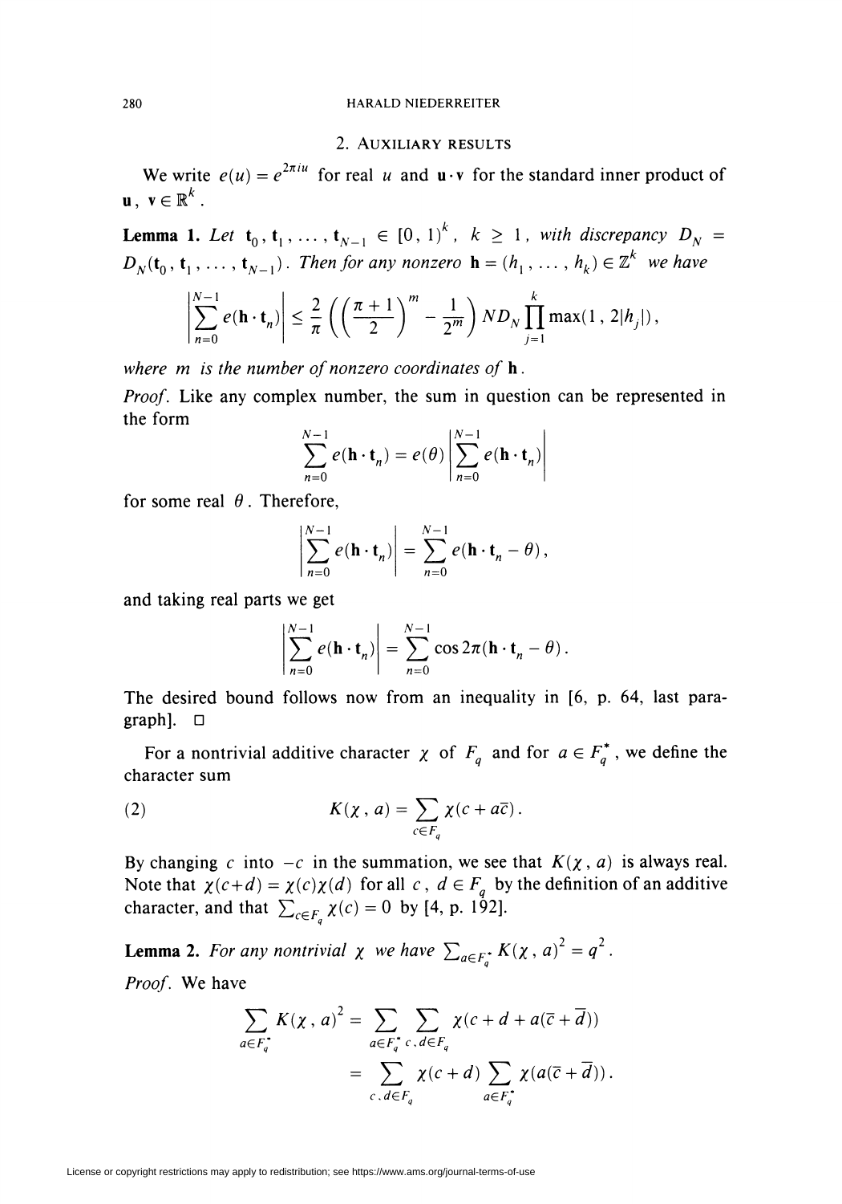## 2. Auxiliary results

We write $e(u) = e^{2\pi i u}$ for real $u$ and $\mathbf{u} \cdot \mathbf{v}$ for the standard inner product of $\mathbf{u}, \mathbf{v} \in \mathbb{R}^k$.

**Lemma 1.** *Let $\mathbf{t}_0, \mathbf{t}_1, \dots, \mathbf{t}_{N-1} \in [0, 1)^k$, $k \geq 1$, with discrepancy $D_N = D_N(\mathbf{t}_0, \mathbf{t}_1, \dots, \mathbf{t}_{N-1})$. Then for any nonzero $\mathbf{h} = (h_1, \dots, h_k) \in \mathbb{Z}^k$ we have*

$$\left| \sum_{n=0}^{N-1} e(\mathbf{h} \cdot \mathbf{t}_n) \right| \leq \frac{2}{\pi} \left( \left( \frac{\pi + 1}{2} \right)^m - \frac{1}{2^m} \right) N D_N \prod_{j=1}^{k} \max(1, 2|h_j|),$$

*where $m$ is the number of nonzero coordinates of $\mathbf{h}$.*

*Proof.* Like any complex number, the sum in question can be represented in the form

$$\sum_{n=0}^{N-1} e(\mathbf{h} \cdot \mathbf{t}_n) = e(\theta) \left| \sum_{n=0}^{N-1} e(\mathbf{h} \cdot \mathbf{t}_n) \right|$$

for some real $\theta$. Therefore,

$$\left| \sum_{n=0}^{N-1} e(\mathbf{h} \cdot \mathbf{t}_n) \right| = \sum_{n=0}^{N-1} e(\mathbf{h} \cdot \mathbf{t}_n - \theta),$$

and taking real parts we get

$$\left| \sum_{n=0}^{N-1} e(\mathbf{h} \cdot \mathbf{t}_n) \right| = \sum_{n=0}^{N-1} \cos 2\pi(\mathbf{h} \cdot \mathbf{t}_n - \theta).$$

The desired bound follows now from an inequality in [6, p. 64, last paragraph]. □

For a nontrivial additive character $\chi$ of $F_q$ and for $a \in F_q^*$, we define the character sum

$$K(\chi, a) = \sum_{c \in F_q} \chi(c + a\bar{c}). \tag{2}$$

By changing $c$ into $-c$ in the summation, we see that $K(\chi, a)$ is always real. Note that $\chi(c+d) = \chi(c)\chi(d)$ for all $c, d \in F_q$ by the definition of an additive character, and that $\sum_{c \in F_q} \chi(c) = 0$ by [4, p. 192].

**Lemma 2.** *For any nontrivial $\chi$ we have $\sum_{a \in F_q^*} K(\chi, a)^2 = q^2$.*

*Proof.* We have

$$\begin{aligned}
\sum_{a \in F_q^*} K(\chi, a)^2 &= \sum_{a \in F_q^*} \sum_{c, d \in F_q} \chi(c + d + a(\bar{c} + \bar{d})) \\
&= \sum_{c, d \in F_q} \chi(c + d) \sum_{a \in F_q^*} \chi(a(\bar{c} + \bar{d})).
\end{aligned}$$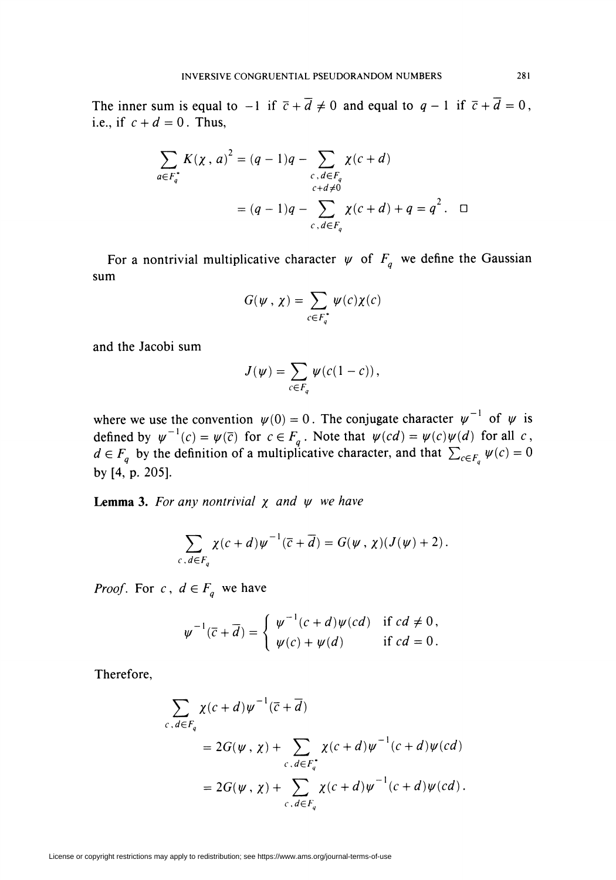The inner sum is equal to $-1$ if $\bar{c}+\bar{d} \neq 0$ and equal to $q-1$ if $\bar{c}+\bar{d}=0$, i.e., if $c+d=0$. Thus,

$$\begin{aligned}
\sum_{a \in F_q^*} K(\chi, a)^2 &= (q-1)q - \sum_{\substack{c, d \in F_q \\ c+d \neq 0}} \chi(c+d) \\
&= (q-1)q - \sum_{c, d \in F_q} \chi(c+d) + q = q^2. \quad \square
\end{aligned}$$

For a nontrivial multiplicative character $\psi$ of $F_q$ we define the Gaussian sum

$$G(\psi, \chi) = \sum_{c \in F_q^*} \psi(c)\chi(c)$$

and the Jacobi sum

$$J(\psi) = \sum_{c \in F_q} \psi(c(1-c)),$$

where we use the convention $\psi(0) = 0$. The conjugate character $\psi^{-1}$ of $\psi$ is defined by $\psi^{-1}(c) = \psi(\bar{c})$ for $c \in F_q$. Note that $\psi(cd) = \psi(c)\psi(d)$ for all $c$, $d \in F_q$ by the definition of a multiplicative character, and that $\sum_{c \in F_q} \psi(c) = 0$ by [4, p. 205].

**Lemma 3.** *For any nontrivial $\chi$ and $\psi$ we have*

$$\sum_{c, d \in F_q} \chi(c+d)\psi^{-1}(\bar{c}+\bar{d}) = G(\psi, \chi)(J(\psi)+2).$$

*Proof.* For $c$, $d \in F_q$ we have

$$\psi^{-1}(\bar{c}+\bar{d}) = \begin{cases} \psi^{-1}(c+d)\psi(cd) & \text{if } cd \neq 0, \\ \psi(c)+\psi(d) & \text{if } cd = 0. \end{cases}$$

Therefore,

$$\begin{aligned}
\sum_{c, d \in F_q} &\chi(c+d)\psi^{-1}(\bar{c}+\bar{d}) \\
&= 2G(\psi, \chi) + \sum_{c, d \in F_q^*} \chi(c+d)\psi^{-1}(c+d)\psi(cd) \\
&= 2G(\psi, \chi) + \sum_{c, d \in F_q} \chi(c+d)\psi^{-1}(c+d)\psi(cd).
\end{aligned}$$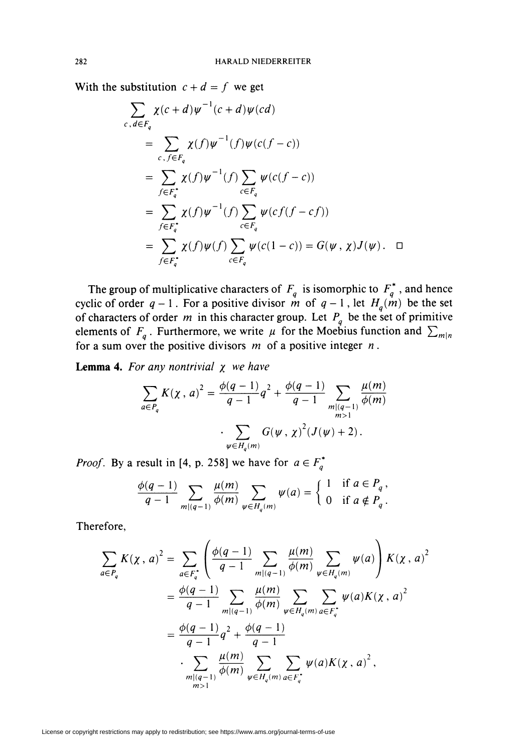With the substitution $c + d = f$ we get

$$
\begin{aligned}
\sum_{c,d \in F_q} \chi(c+d)\psi^{-1}(c+d)\psi(cd)
&= \sum_{c,f \in F_q} \chi(f)\psi^{-1}(f)\psi(c(f-c)) \\
&= \sum_{f \in F_q^*} \chi(f)\psi^{-1}(f) \sum_{c \in F_q} \psi(c(f-c)) \\
&= \sum_{f \in F_q^*} \chi(f)\psi^{-1}(f) \sum_{c \in F_q} \psi(cf(f-cf)) \\
&= \sum_{f \in F_q^*} \chi(f)\psi(f) \sum_{c \in F_q} \psi(c(1-c)) = G(\psi, \chi)J(\psi). \quad \square
\end{aligned}
$$

The group of multiplicative characters of $F_q$ is isomorphic to $F_q^*$, and hence cyclic of order $q-1$. For a positive divisor $m$ of $q-1$, let $H_q(m)$ be the set of characters of order $m$ in this character group. Let $P_q$ be the set of primitive elements of $F_q$. Furthermore, we write $\mu$ for the Moebius function and $\sum_{m|n}$ for a sum over the positive divisors $m$ of a positive integer $n$.

**Lemma 4.** *For any nontrivial $\chi$ we have*

$$
\begin{aligned}
\sum_{a \in P_q} K(\chi, a)^2 = \frac{\phi(q-1)}{q-1} q^2 &+ \frac{\phi(q-1)}{q-1} \sum_{\substack{m|(q-1) \\ m>1}} \frac{\mu(m)}{\phi(m)} \\
&\cdot \sum_{\psi \in H_q(m)} G(\psi, \chi)^2 (J(\psi) + 2).
\end{aligned}
$$

*Proof.* By a result in [4, p. 258] we have for $a \in F_q^*$

$$
\frac{\phi(q-1)}{q-1} \sum_{m|(q-1)} \frac{\mu(m)}{\phi(m)} \sum_{\psi \in H_q(m)} \psi(a) = \begin{cases} 1 & \text{if } a \in P_q, \\ 0 & \text{if } a \notin P_q. \end{cases}
$$

Therefore,

$$
\begin{aligned}
\sum_{a \in P_q} K(\chi, a)^2 &= \sum_{a \in F_q^*} \left( \frac{\phi(q-1)}{q-1} \sum_{m|(q-1)} \frac{\mu(m)}{\phi(m)} \sum_{\psi \in H_q(m)} \psi(a) \right) K(\chi, a)^2 \\
&= \frac{\phi(q-1)}{q-1} \sum_{m|(q-1)} \frac{\mu(m)}{\phi(m)} \sum_{\psi \in H_q(m)} \sum_{a \in F_q^*} \psi(a) K(\chi, a)^2 \\
&= \frac{\phi(q-1)}{q-1} q^2 + \frac{\phi(q-1)}{q-1} \\
&\quad \cdot \sum_{\substack{m|(q-1) \\ m>1}} \frac{\mu(m)}{\phi(m)} \sum_{\psi \in H_q(m)} \sum_{a \in F_q^*} \psi(a) K(\chi, a)^2,
\end{aligned}
$$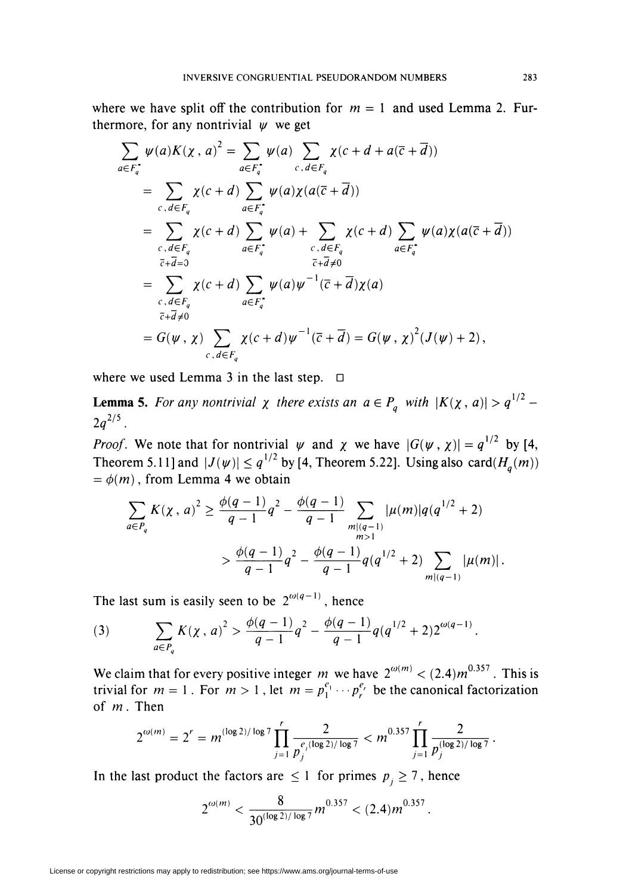where we have split off the contribution for $m = 1$ and used Lemma 2. Furthermore, for any nontrivial $\psi$ we get

$$\begin{aligned}
\sum_{a \in F_q^*} \psi(a) K(\chi, a)^2 &= \sum_{a \in F_q^*} \psi(a) \sum_{c, d \in F_q} \chi(c + d + a(\overline{c} + \overline{d})) \\
&= \sum_{c, d \in F_q} \chi(c + d) \sum_{a \in F_q^*} \psi(a) \chi(a(\overline{c} + \overline{d})) \\
&= \sum_{\substack{c, d \in F_q \\ \overline{c} + \overline{d} = 0}} \chi(c + d) \sum_{a \in F_q^*} \psi(a) + \sum_{\substack{c, d \in F_q \\ \overline{c} + \overline{d} \neq 0}} \chi(c + d) \sum_{a \in F_q^*} \psi(a) \chi(a(\overline{c} + \overline{d})) \\
&= \sum_{\substack{c, d \in F_q \\ \overline{c} + \overline{d} \neq 0}} \chi(c + d) \sum_{a \in F_q^*} \psi(a) \psi^{-1}(\overline{c} + \overline{d}) \chi(a) \\
&= G(\psi, \chi) \sum_{c, d \in F_q} \chi(c + d) \psi^{-1}(\overline{c} + \overline{d}) = G(\psi, \chi)^2 (J(\psi) + 2),
\end{aligned}$$

where we used Lemma 3 in the last step. $\square$

**Lemma 5.** *For any nontrivial $\chi$ there exists an $a \in P_q$ with $|K(\chi, a)| > q^{1/2} - 2q^{2/5}$.*

*Proof.* We note that for nontrivial $\psi$ and $\chi$ we have $|G(\psi, \chi)| = q^{1/2}$ by [4, Theorem 5.11] and $|J(\psi)| \leq q^{1/2}$ by [4, Theorem 5.22]. Using also $\operatorname{card}(H_q(m)) = \phi(m)$, from Lemma 4 we obtain

$$\begin{aligned}
\sum_{a \in P_q} K(\chi, a)^2 &\geq \frac{\phi(q-1)}{q-1} q^2 - \frac{\phi(q-1)}{q-1} \sum_{\substack{m \mid (q-1) \\ m > 1}} |\mu(m)| q (q^{1/2} + 2) \\
&> \frac{\phi(q-1)}{q-1} q^2 - \frac{\phi(q-1)}{q-1} q (q^{1/2} + 2) \sum_{m \mid (q-1)} |\mu(m)|.
\end{aligned}$$

The last sum is easily seen to be $2^{\omega(q-1)}$, hence

$$(3) \qquad \sum_{a \in P_q} K(\chi, a)^2 > \frac{\phi(q-1)}{q-1} q^2 - \frac{\phi(q-1)}{q-1} q (q^{1/2} + 2) 2^{\omega(q-1)}.$$

We claim that for every positive integer $m$ we have $2^{\omega(m)} < (2.4) m^{0.357}$. This is trivial for $m = 1$. For $m > 1$, let $m = p_1^{e_1} \cdots p_r^{e_r}$ be the canonical factorization of $m$. Then

$$2^{\omega(m)} = 2^r = m^{(\log 2)/\log 7} \prod_{j=1}^{r} \frac{2}{p_j^{e_j (\log 2)/\log 7}} < m^{0.357} \prod_{j=1}^{r} \frac{2}{p_j^{(\log 2)/\log 7}}.$$

In the last product the factors are $\leq 1$ for primes $p_j \geq 7$, hence

$$2^{\omega(m)} < \frac{8}{30^{(\log 2)/\log 7}} m^{0.357} < (2.4) m^{0.357}.$$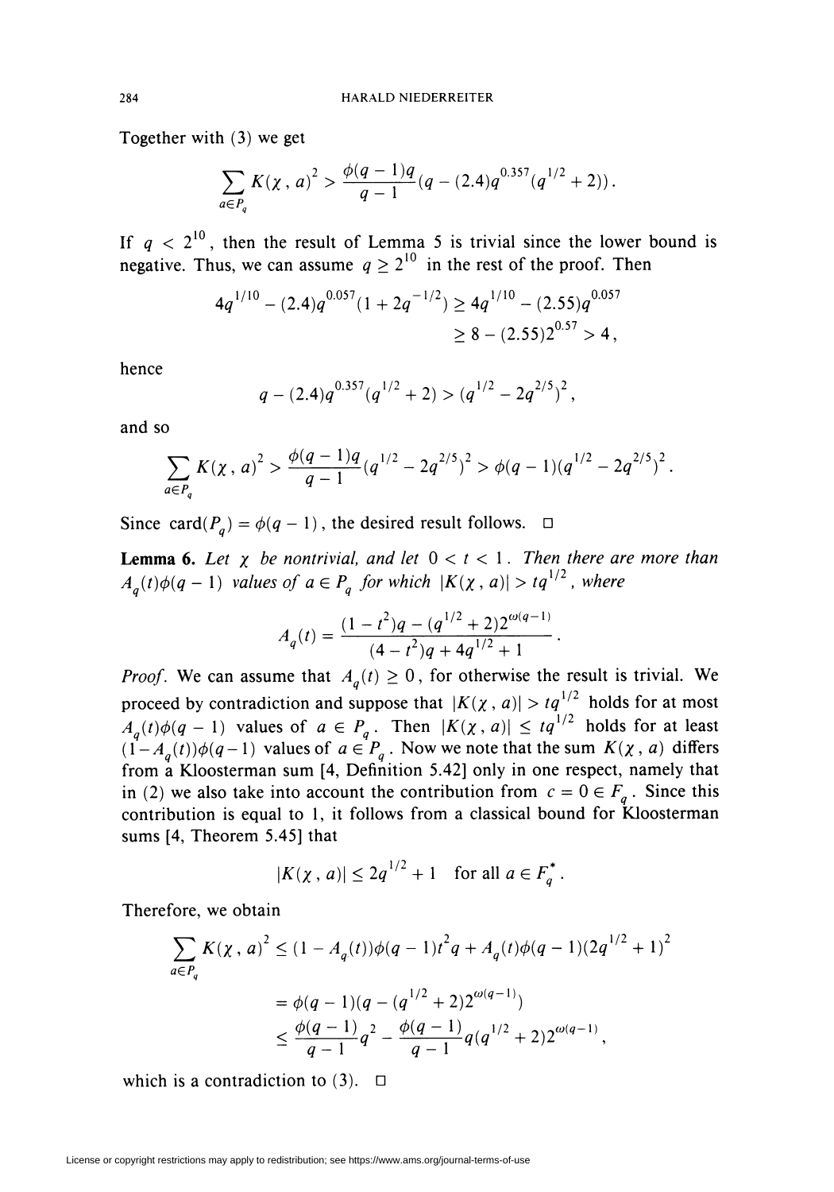Together with (3) we get

$$\sum_{a\in P_q} K(\chi, a)^2 > \frac{\phi(q-1)q}{q-1}(q - (2.4)q^{0.357}(q^{1/2}+2)).$$

If $q < 2^{10}$, then the result of Lemma 5 is trivial since the lower bound is negative. Thus, we can assume $q \geq 2^{10}$ in the rest of the proof. Then

$$\begin{aligned} 4q^{1/10} - (2.4)q^{0.057}(1+2q^{-1/2}) &\geq 4q^{1/10} - (2.55)q^{0.057} \\ &\geq 8 - (2.55)2^{0.57} > 4, \end{aligned}$$

hence

$$q - (2.4)q^{0.357}(q^{1/2}+2) > (q^{1/2} - 2q^{2/5})^2,$$

and so

$$\sum_{a\in P_q} K(\chi, a)^2 > \frac{\phi(q-1)q}{q-1}(q^{1/2} - 2q^{2/5})^2 > \phi(q-1)(q^{1/2} - 2q^{2/5})^2.$$

Since $\text{card}(P_q) = \phi(q-1)$, the desired result follows. □

**Lemma 6.** *Let $\chi$ be nontrivial, and let $0 < t < 1$. Then there are more than $A_q(t)\phi(q-1)$ values of $a \in P_q$ for which $|K(\chi, a)| > tq^{1/2}$, where*

$$A_q(t) = \frac{(1-t^2)q - (q^{1/2}+2)2^{\omega(q-1)}}{(4-t^2)q + 4q^{1/2} + 1}.$$

*Proof.* We can assume that $A_q(t) \geq 0$, for otherwise the result is trivial. We proceed by contradiction and suppose that $|K(\chi, a)| > tq^{1/2}$ holds for at most $A_q(t)\phi(q-1)$ values of $a \in P_q$. Then $|K(\chi, a)| \leq tq^{1/2}$ holds for at least $(1-A_q(t))\phi(q-1)$ values of $a \in P_q$. Now we note that the sum $K(\chi, a)$ differs from a Kloosterman sum [4, Definition 5.42] only in one respect, namely that in (2) we also take into account the contribution from $c = 0 \in F_q$. Since this contribution is equal to 1, it follows from a classical bound for Kloosterman sums [4, Theorem 5.45] that

$$|K(\chi, a)| \leq 2q^{1/2} + 1 \quad \text{for all } a \in F_q^*.$$

Therefore, we obtain

$$\begin{aligned} \sum_{a\in P_q} K(\chi, a)^2 &\leq (1-A_q(t))\phi(q-1)t^2q + A_q(t)\phi(q-1)(2q^{1/2}+1)^2 \\ &= \phi(q-1)(q - (q^{1/2}+2)2^{\omega(q-1)}) \\ &\leq \frac{\phi(q-1)}{q-1}q^2 - \frac{\phi(q-1)}{q-1}q(q^{1/2}+2)2^{\omega(q-1)}, \end{aligned}$$

which is a contradiction to (3). □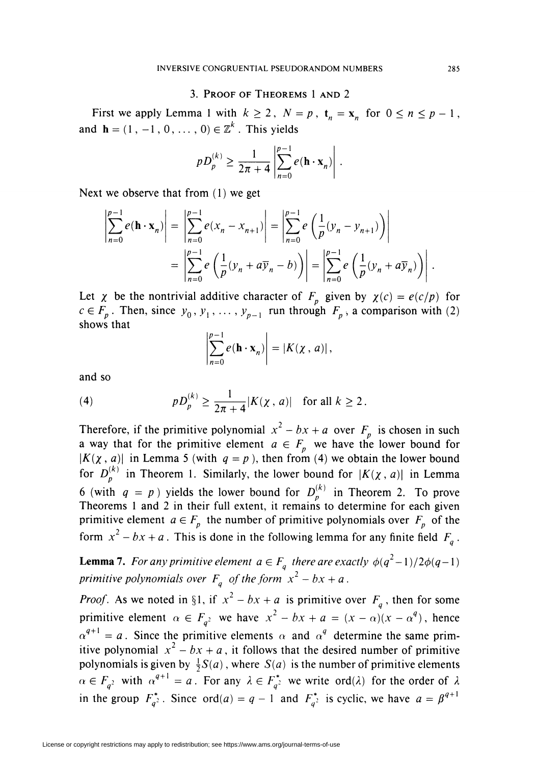## 3. Proof of Theorems 1 and 2

First we apply Lemma 1 with $k \geq 2$, $N = p$, $\mathbf{t}_n = \mathbf{x}_n$ for $0 \leq n \leq p-1$, and $\mathbf{h} = (1, -1, 0, \ldots, 0) \in \mathbb{Z}^k$. This yields

$$pD_p^{(k)} \geq \frac{1}{2\pi + 4} \left| \sum_{n=0}^{p-1} e(\mathbf{h} \cdot \mathbf{x}_n) \right|.$$

Next we observe that from (1) we get

$$\left| \sum_{n=0}^{p-1} e(\mathbf{h} \cdot \mathbf{x}_n) \right| = \left| \sum_{n=0}^{p-1} e(x_n - x_{n+1}) \right| = \left| \sum_{n=0}^{p-1} e\left( \frac{1}{p}(y_n - y_{n+1}) \right) \right|$$
$$= \left| \sum_{n=0}^{p-1} e\left( \frac{1}{p}(y_n + a\overline{y}_n - b) \right) \right| = \left| \sum_{n=0}^{p-1} e\left( \frac{1}{p}(y_n + a\overline{y}_n) \right) \right|.$$

Let $\chi$ be the nontrivial additive character of $F_p$ given by $\chi(c) = e(c/p)$ for $c \in F_p$. Then, since $y_0, y_1, \ldots, y_{p-1}$ run through $F_p$, a comparison with (2) shows that

$$\left| \sum_{n=0}^{p-1} e(\mathbf{h} \cdot \mathbf{x}_n) \right| = |K(\chi, a)|,$$

and so

$$pD_p^{(k)} \geq \frac{1}{2\pi + 4} |K(\chi, a)| \quad \text{for all } k \geq 2. \tag{4}$$

Therefore, if the primitive polynomial $x^2 - bx + a$ over $F_p$ is chosen in such a way that for the primitive element $a \in F_p$ we have the lower bound for $|K(\chi, a)|$ in Lemma 5 (with $q = p$), then from (4) we obtain the lower bound for $D_p^{(k)}$ in Theorem 1. Similarly, the lower bound for $|K(\chi, a)|$ in Lemma 6 (with $q = p$) yields the lower bound for $D_p^{(k)}$ in Theorem 2. To prove Theorems 1 and 2 in their full extent, it remains to determine for each given primitive element $a \in F_p$ the number of primitive polynomials over $F_p$ of the form $x^2 - bx + a$. This is done in the following lemma for any finite field $F_q$.

**Lemma 7.** *For any primitive element $a \in F_q$ there are exactly $\phi(q^2-1)/2\phi(q-1)$ primitive polynomials over $F_q$ of the form $x^2 - bx + a$.*

*Proof.* As we noted in §1, if $x^2 - bx + a$ is primitive over $F_q$, then for some primitive element $\alpha \in F_{q^2}$ we have $x^2 - bx + a = (x - \alpha)(x - \alpha^q)$, hence $\alpha^{q+1} = a$. Since the primitive elements $\alpha$ and $\alpha^q$ determine the same primitive polynomial $x^2 - bx + a$, it follows that the desired number of primitive polynomials is given by $\frac{1}{2}S(a)$, where $S(a)$ is the number of primitive elements $\alpha \in F_{q^2}$ with $\alpha^{q+1} = a$. For any $\lambda \in F_{q^2}^*$ we write $\operatorname{ord}(\lambda)$ for the order of $\lambda$ in the group $F_{q^2}^*$. Since $\operatorname{ord}(a) = q - 1$ and $F_{q^2}^*$ is cyclic, we have $a = \beta^{q+1}$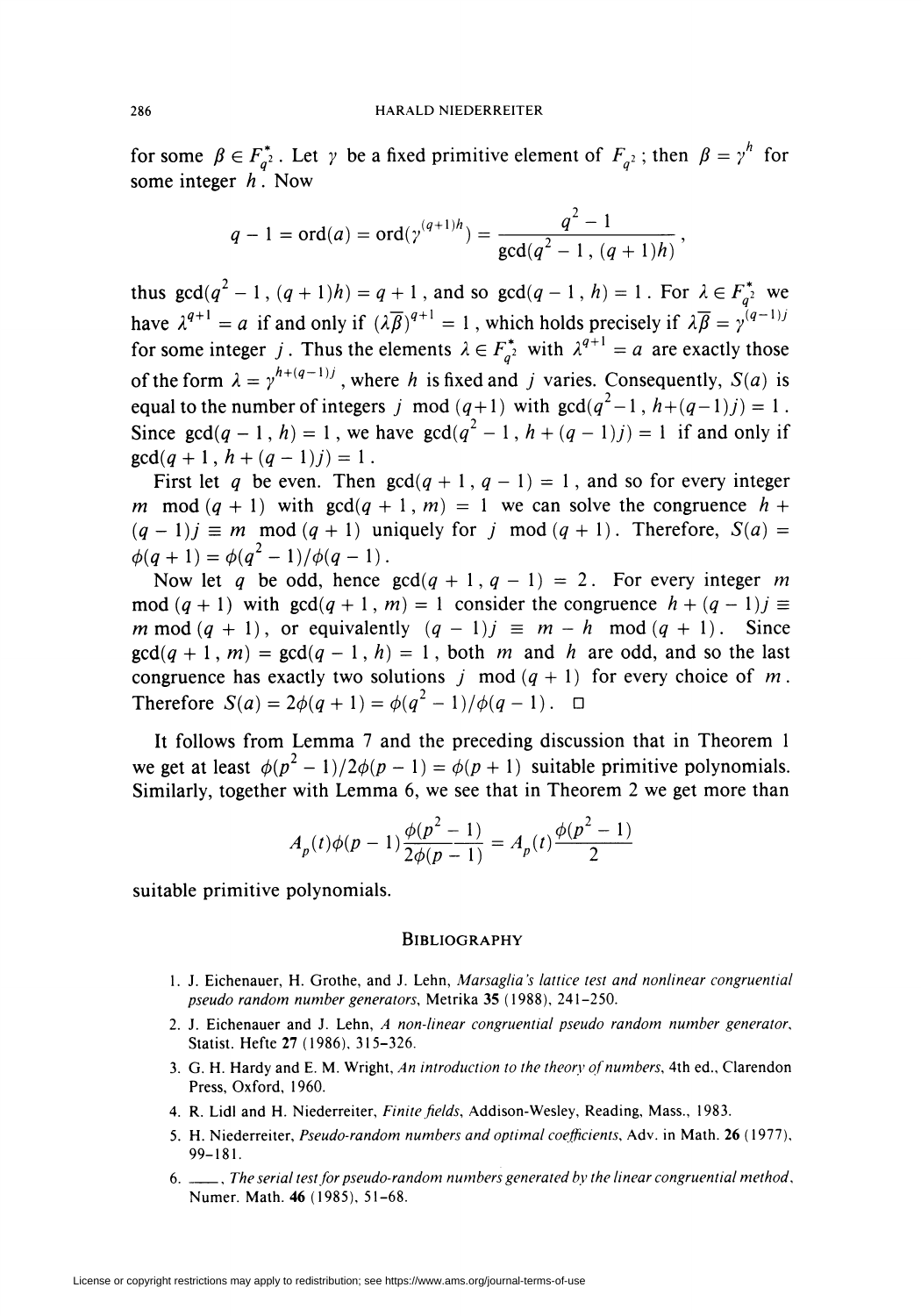for some $\beta \in F_{q^2}^*$. Let $\gamma$ be a fixed primitive element of $F_{q^2}$; then $\beta = \gamma^h$ for some integer $h$. Now

$$q - 1 = \operatorname{ord}(a) = \operatorname{ord}(\gamma^{(q+1)h}) = \frac{q^2 - 1}{\gcd(q^2 - 1, (q+1)h)},$$

thus $\gcd(q^2 - 1, (q+1)h) = q + 1$, and so $\gcd(q - 1, h) = 1$. For $\lambda \in F_{q^2}^*$ we have $\lambda^{q+1} = a$ if and only if $(\lambda\overline{\beta})^{q+1} = 1$, which holds precisely if $\lambda\overline{\beta} = \gamma^{(q-1)j}$ for some integer $j$. Thus the elements $\lambda \in F_{q^2}^*$ with $\lambda^{q+1} = a$ are exactly those of the form $\lambda = \gamma^{h+(q-1)j}$, where $h$ is fixed and $j$ varies. Consequently, $S(a)$ is equal to the number of integers $j \bmod (q+1)$ with $\gcd(q^2 - 1, h + (q-1)j) = 1$. Since $\gcd(q - 1, h) = 1$, we have $\gcd(q^2 - 1, h + (q-1)j) = 1$ if and only if $\gcd(q + 1, h + (q-1)j) = 1$.

First let $q$ be even. Then $\gcd(q + 1, q - 1) = 1$, and so for every integer $m \bmod (q+1)$ with $\gcd(q + 1, m) = 1$ we can solve the congruence $h + (q-1)j \equiv m \bmod (q+1)$ uniquely for $j \bmod (q+1)$. Therefore, $S(a) = \phi(q+1) = \phi(q^2 - 1)/\phi(q-1)$.

Now let $q$ be odd, hence $\gcd(q+1, q-1) = 2$. For every integer $m \bmod (q+1)$ with $\gcd(q+1, m) = 1$ consider the congruence $h + (q-1)j \equiv m \bmod (q+1)$, or equivalently $(q-1)j \equiv m - h \bmod (q+1)$. Since $\gcd(q+1, m) = \gcd(q-1, h) = 1$, both $m$ and $h$ are odd, and so the last congruence has exactly two solutions $j \bmod (q+1)$ for every choice of $m$. Therefore $S(a) = 2\phi(q+1) = \phi(q^2-1)/\phi(q-1)$. □

It follows from Lemma 7 and the preceding discussion that in Theorem 1 we get at least $\phi(p^2 - 1)/2\phi(p-1) = \phi(p+1)$ suitable primitive polynomials. Similarly, together with Lemma 6, we see that in Theorem 2 we get more than

$$A_p(t)\phi(p-1)\frac{\phi(p^2-1)}{2\phi(p-1)} = A_p(t)\frac{\phi(p^2-1)}{2}$$

suitable primitive polynomials.

## Bibliography

1. J. Eichenauer, H. Grothe, and J. Lehn, *Marsaglia's lattice test and nonlinear congruential pseudo random number generators*, Metrika **35** (1988), 241–250.
2. J. Eichenauer and J. Lehn, *A non-linear congruential pseudo random number generator*, Statist. Hefte **27** (1986), 315–326.
3. G. H. Hardy and E. M. Wright, *An introduction to the theory of numbers*, 4th ed., Clarendon Press, Oxford, 1960.
4. R. Lidl and H. Niederreiter, *Finite fields*, Addison-Wesley, Reading, Mass., 1983.
5. H. Niederreiter, *Pseudo-random numbers and optimal coefficients*, Adv. in Math. **26** (1977), 99–181.
6. ———, *The serial test for pseudo-random numbers generated by the linear congruential method*, Numer. Math. **46** (1985), 51–68.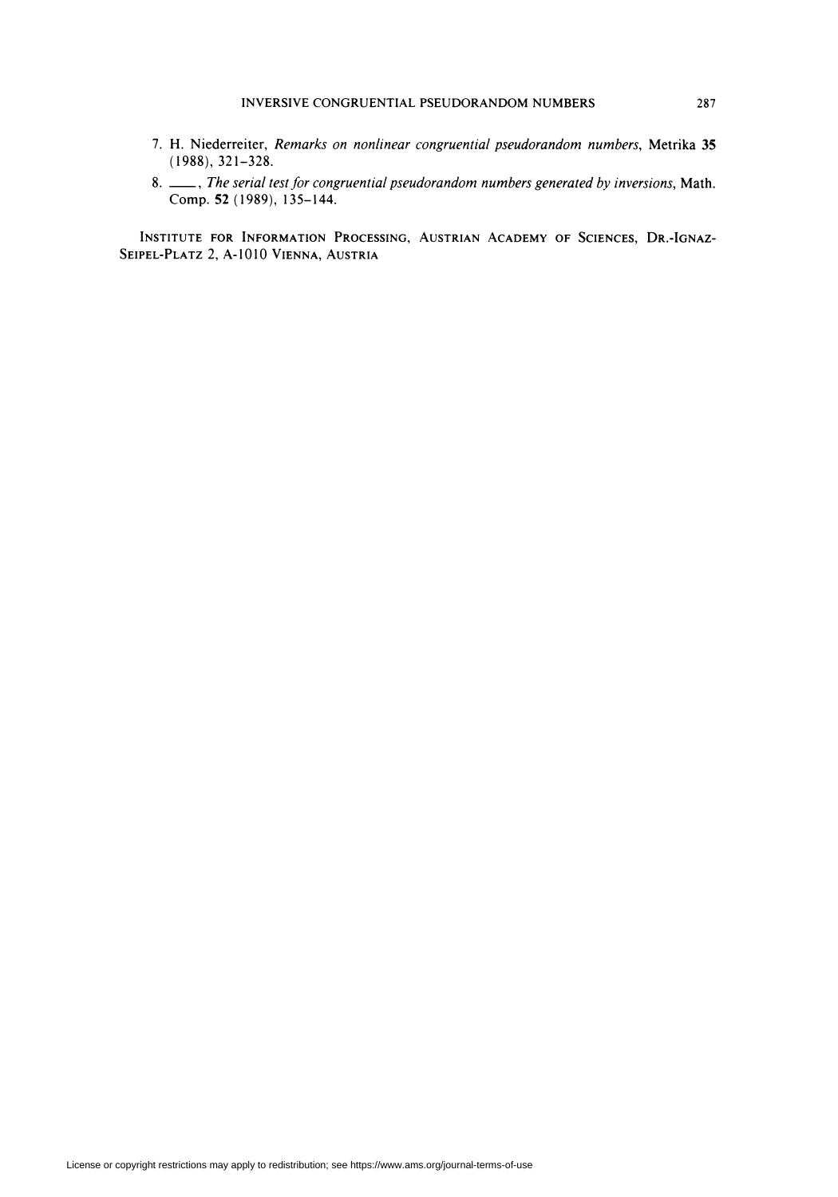7. H. Niederreiter, *Remarks on nonlinear congruential pseudorandom numbers*, Metrika **35** (1988), 321–328.
8. ____, *The serial test for congruential pseudorandom numbers generated by inversions*, Math. Comp. **52** (1989), 135–144.

Institute for Information Processing, Austrian Academy of Sciences, Dr.-Ignaz-Seipel-Platz 2, A-1010 Vienna, Austria